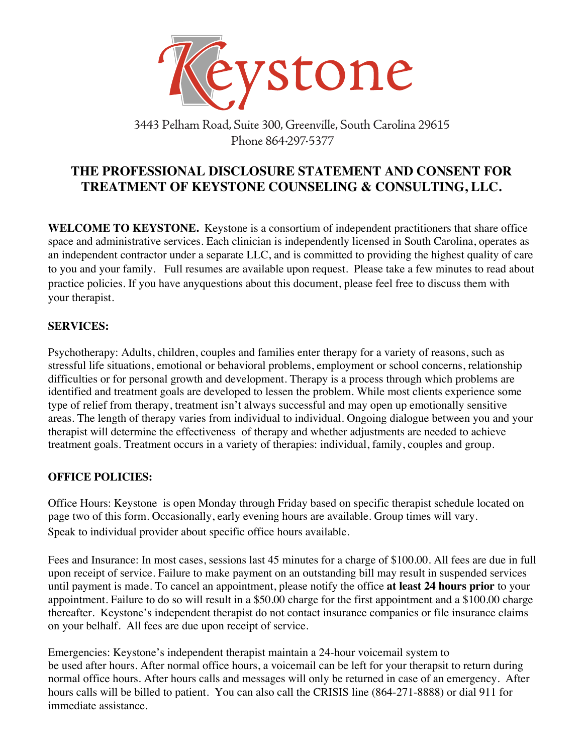# Keystone

3443 Pelham Road, Suite 300, Greenville, South Carolina 29615
Phone 864-297-5377

## THE PROFESSIONAL DISCLOSURE STATEMENT AND CONSENT FOR TREATMENT OF KEYSTONE COUNSELING & CONSULTING, LLC.

**WELCOME TO KEYSTONE.** Keystone is a consortium of independent practitioners that share office space and administrative services. Each clinician is independently licensed in South Carolina, operates as an independent contractor under a separate LLC, and is committed to providing the highest quality of care to you and your family. Full resumes are available upon request. Please take a few minutes to read about practice policies. If you have anyquestions about this document, please feel free to discuss them with your therapist.

**SERVICES:**

Psychotherapy: Adults, children, couples and families enter therapy for a variety of reasons, such as stressful life situations, emotional or behavioral problems, employment or school concerns, relationship difficulties or for personal growth and development. Therapy is a process through which problems are identified and treatment goals are developed to lessen the problem. While most clients experience some type of relief from therapy, treatment isn't always successful and may open up emotionally sensitive areas. The length of therapy varies from individual to individual. Ongoing dialogue between you and your therapist will determine the effectiveness of therapy and whether adjustments are needed to achieve treatment goals. Treatment occurs in a variety of therapies: individual, family, couples and group.

**OFFICE POLICIES:**

Office Hours: Keystone is open Monday through Friday based on specific therapist schedule located on page two of this form. Occasionally, early evening hours are available. Group times will vary. Speak to individual provider about specific office hours available.

Fees and Insurance: In most cases, sessions last 45 minutes for a charge of $100.00. All fees are due in full upon receipt of service. Failure to make payment on an outstanding bill may result in suspended services until payment is made. To cancel an appointment, please notify the office **at least 24 hours prior** to your appointment. Failure to do so will result in a $50.00 charge for the first appointment and a $100.00 charge thereafter. Keystone's independent therapist do not contact insurance companies or file insurance claims on your belhalf. All fees are due upon receipt of service.

Emergencies: Keystone's independent therapist maintain a 24-hour voicemail system to be used after hours. After normal office hours, a voicemail can be left for your therapsit to return during normal office hours. After hours calls and messages will only be returned in case of an emergency. After hours calls will be billed to patient. You can also call the CRISIS line (864-271-8888) or dial 911 for immediate assistance.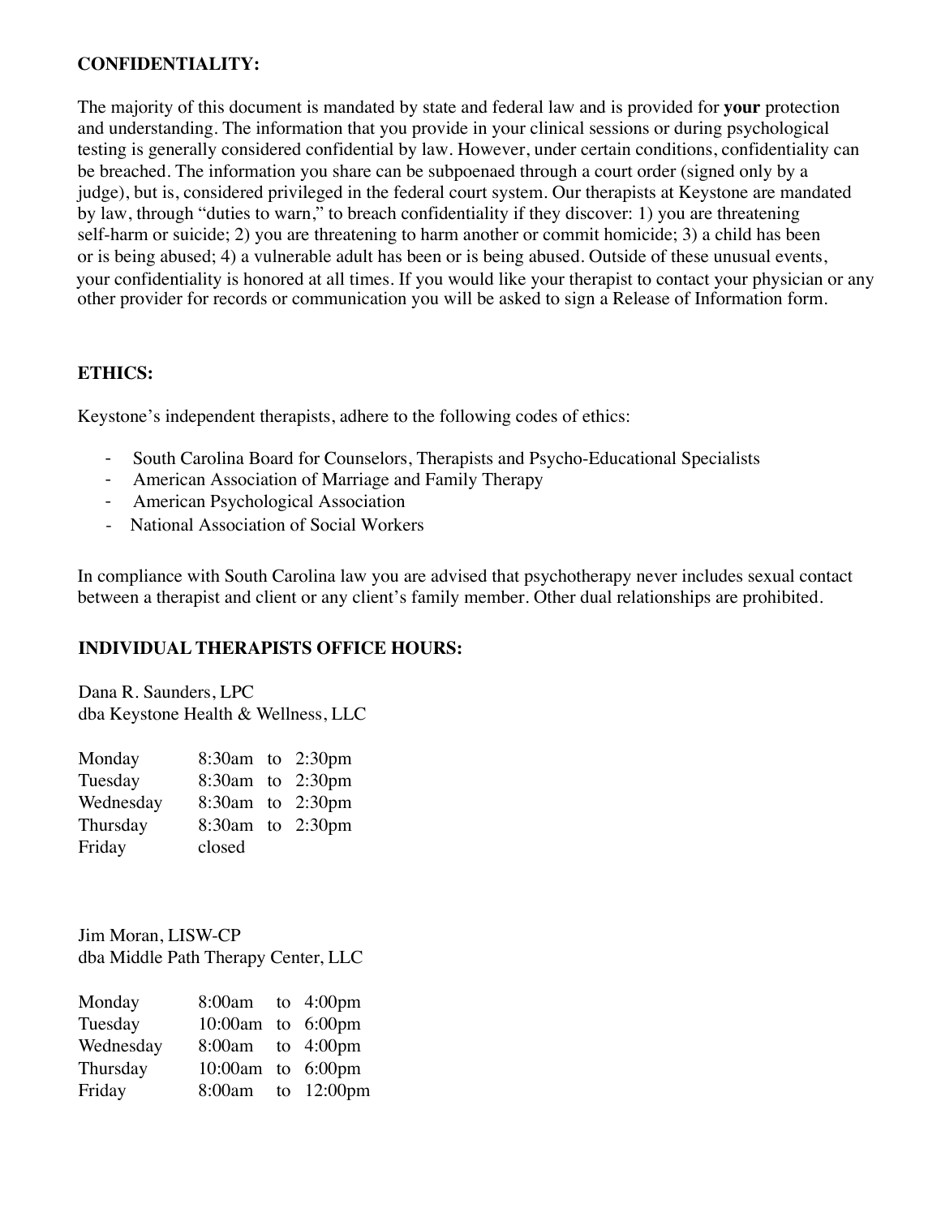**CONFIDENTIALITY:**

The majority of this document is mandated by state and federal law and is provided for **your** protection and understanding. The information that you provide in your clinical sessions or during psychological testing is generally considered confidential by law. However, under certain conditions, confidentiality can be breached. The information you share can be subpoenaed through a court order (signed only by a judge), but is, considered privileged in the federal court system. Our therapists at Keystone are mandated by law, through "duties to warn," to breach confidentiality if they discover: 1) you are threatening self-harm or suicide; 2) you are threatening to harm another or commit homicide; 3) a child has been or is being abused; 4) a vulnerable adult has been or is being abused. Outside of these unusual events, your confidentiality is honored at all times. If you would like your therapist to contact your physician or any other provider for records or communication you will be asked to sign a Release of Information form.

**ETHICS:**

Keystone's independent therapists, adhere to the following codes of ethics:

- South Carolina Board for Counselors, Therapists and Psycho-Educational Specialists
- American Association of Marriage and Family Therapy
- American Psychological Association
- National Association of Social Workers

In compliance with South Carolina law you are advised that psychotherapy never includes sexual contact between a therapist and client or any client's family member. Other dual relationships are prohibited.

**INDIVIDUAL THERAPISTS OFFICE HOURS:**

Dana R. Saunders, LPC
dba Keystone Health & Wellness, LLC

| | |
|---|---|
| Monday | 8:30am to 2:30pm |
| Tuesday | 8:30am to 2:30pm |
| Wednesday | 8:30am to 2:30pm |
| Thursday | 8:30am to 2:30pm |
| Friday | closed |

Jim Moran, LISW-CP
dba Middle Path Therapy Center, LLC

| | |
|---|---|
| Monday | 8:00am to 4:00pm |
| Tuesday | 10:00am to 6:00pm |
| Wednesday | 8:00am to 4:00pm |
| Thursday | 10:00am to 6:00pm |
| Friday | 8:00am to 12:00pm |